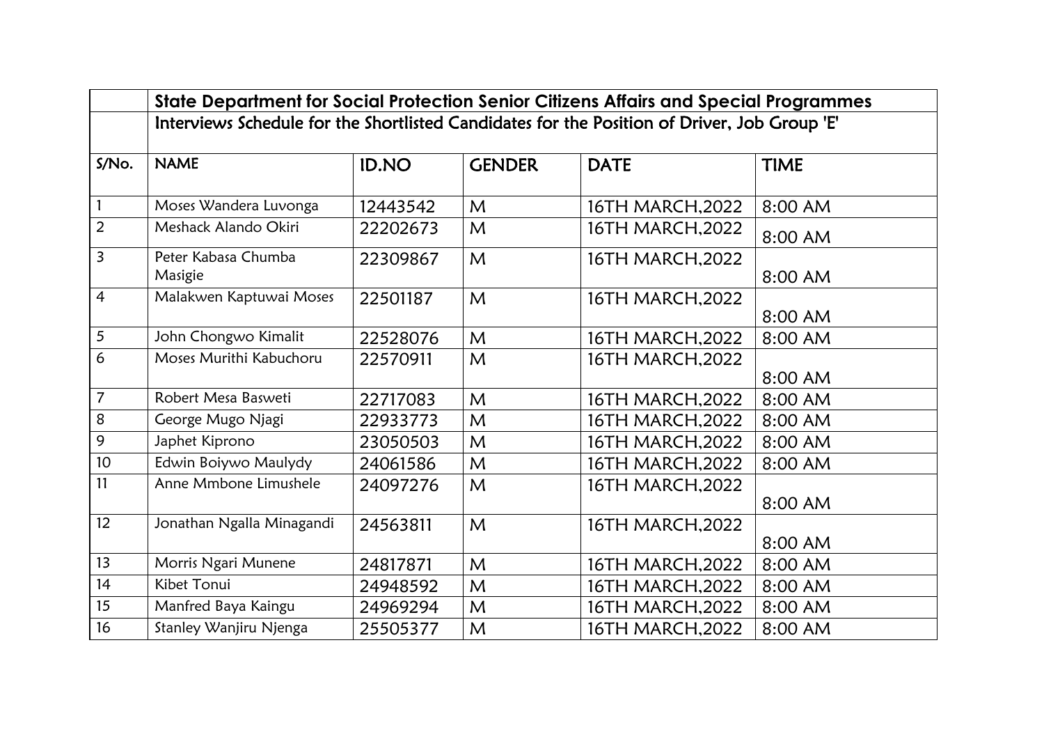| S/No. | State Department for Social Protection Senior Citizens Affairs and Special Programmes | | | | |
|---|---|---|---|---|---|
| | **Interviews Schedule for the Shortlisted Candidates for the Position of Driver, Job Group 'E'** | | | | |
| **S/No.** | **NAME** | **ID.NO** | **GENDER** | **DATE** | **TIME** |
| 1 | Moses Wandera Luvonga | 12443542 | M | 16TH MARCH,2022 | 8:00 AM |
| 2 | Meshack Alando Okiri | 22202673 | M | 16TH MARCH,2022 | 8:00 AM |
| 3 | Peter Kabasa Chumba Masigie | 22309867 | M | 16TH MARCH,2022 | 8:00 AM |
| 4 | Malakwen Kaptuwai Moses | 22501187 | M | 16TH MARCH,2022 | 8:00 AM |
| 5 | John Chongwo Kimalit | 22528076 | M | 16TH MARCH,2022 | 8:00 AM |
| 6 | Moses Murithi Kabuchoru | 22570911 | M | 16TH MARCH,2022 | 8:00 AM |
| 7 | Robert Mesa Basweti | 22717083 | M | 16TH MARCH,2022 | 8:00 AM |
| 8 | George Mugo Njagi | 22933773 | M | 16TH MARCH,2022 | 8:00 AM |
| 9 | Japhet Kiprono | 23050503 | M | 16TH MARCH,2022 | 8:00 AM |
| 10 | Edwin Boiywo Maulydy | 24061586 | M | 16TH MARCH,2022 | 8:00 AM |
| 11 | Anne Mmbone Limushele | 24097276 | M | 16TH MARCH,2022 | 8:00 AM |
| 12 | Jonathan Ngalla Minagandi | 24563811 | M | 16TH MARCH,2022 | 8:00 AM |
| 13 | Morris Ngari Munene | 24817871 | M | 16TH MARCH,2022 | 8:00 AM |
| 14 | Kibet Tonui | 24948592 | M | 16TH MARCH,2022 | 8:00 AM |
| 15 | Manfred Baya Kaingu | 24969294 | M | 16TH MARCH,2022 | 8:00 AM |
| 16 | Stanley Wanjiru Njenga | 25505377 | M | 16TH MARCH,2022 | 8:00 AM |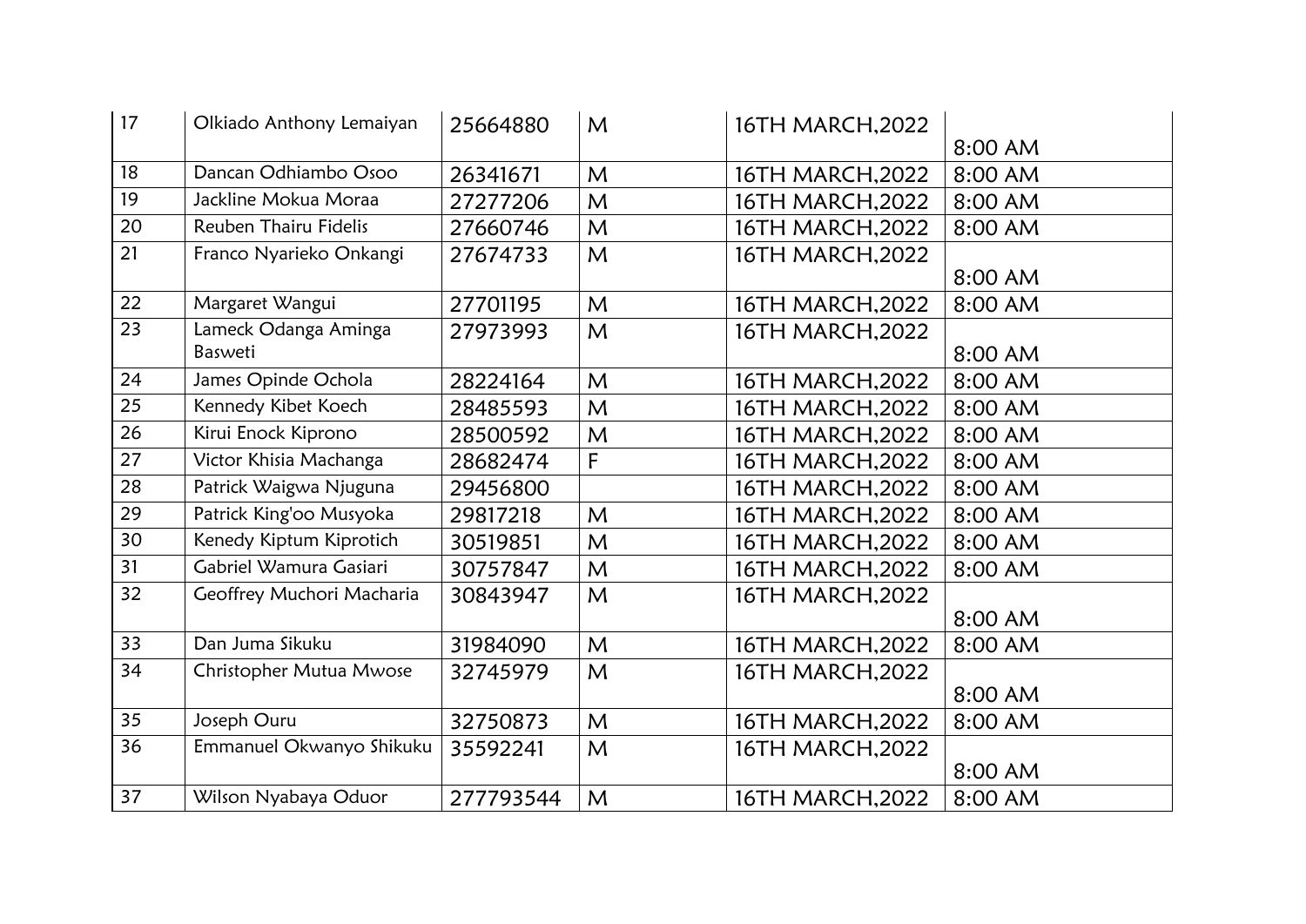| 17 | Olkiado Anthony Lemaiyan | 25664880 | M | 16TH MARCH,2022 | 8:00 AM |
|---|---|---|---|---|---|
| 18 | Dancan Odhiambo Osoo | 26341671 | M | 16TH MARCH,2022 | 8:00 AM |
| 19 | Jackline Mokua Moraa | 27277206 | M | 16TH MARCH,2022 | 8:00 AM |
| 20 | Reuben Thairu Fidelis | 27660746 | M | 16TH MARCH,2022 | 8:00 AM |
| 21 | Franco Nyarieko Onkangi | 27674733 | M | 16TH MARCH,2022 | 8:00 AM |
| 22 | Margaret Wangui | 27701195 | M | 16TH MARCH,2022 | 8:00 AM |
| 23 | Lameck Odanga Aminga Basweti | 27973993 | M | 16TH MARCH,2022 | 8:00 AM |
| 24 | James Opinde Ochola | 28224164 | M | 16TH MARCH,2022 | 8:00 AM |
| 25 | Kennedy Kibet Koech | 28485593 | M | 16TH MARCH,2022 | 8:00 AM |
| 26 | Kirui Enock Kiprono | 28500592 | M | 16TH MARCH,2022 | 8:00 AM |
| 27 | Victor Khisia Machanga | 28682474 | F | 16TH MARCH,2022 | 8:00 AM |
| 28 | Patrick Waigwa Njuguna | 29456800 | | 16TH MARCH,2022 | 8:00 AM |
| 29 | Patrick King'oo Musyoka | 29817218 | M | 16TH MARCH,2022 | 8:00 AM |
| 30 | Kenedy Kiptum Kiprotich | 30519851 | M | 16TH MARCH,2022 | 8:00 AM |
| 31 | Gabriel Wamura Gasiari | 30757847 | M | 16TH MARCH,2022 | 8:00 AM |
| 32 | Geoffrey Muchori Macharia | 30843947 | M | 16TH MARCH,2022 | 8:00 AM |
| 33 | Dan Juma Sikuku | 31984090 | M | 16TH MARCH,2022 | 8:00 AM |
| 34 | Christopher Mutua Mwose | 32745979 | M | 16TH MARCH,2022 | 8:00 AM |
| 35 | Joseph Ouru | 32750873 | M | 16TH MARCH,2022 | 8:00 AM |
| 36 | Emmanuel Okwanyo Shikuku | 35592241 | M | 16TH MARCH,2022 | 8:00 AM |
| 37 | Wilson Nyabaya Oduor | 277793544 | M | 16TH MARCH,2022 | 8:00 AM |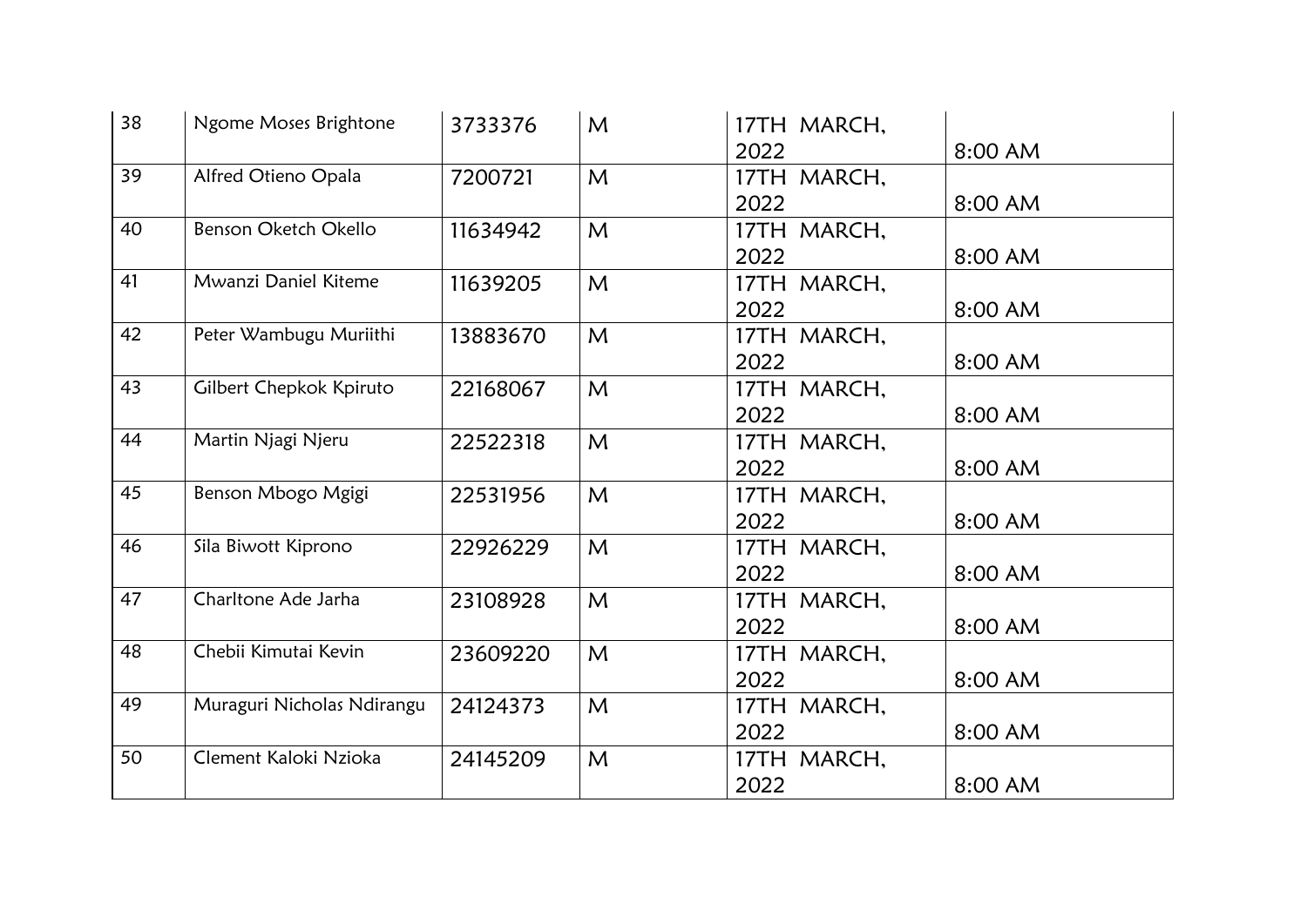| 38 | Ngome Moses Brightone | 3733376 | M | 17TH MARCH, 2022 | 8:00 AM |
|---|---|---|---|---|---|
| 39 | Alfred Otieno Opala | 7200721 | M | 17TH MARCH, 2022 | 8:00 AM |
| 40 | Benson Oketch Okello | 11634942 | M | 17TH MARCH, 2022 | 8:00 AM |
| 41 | Mwanzi Daniel Kiteme | 11639205 | M | 17TH MARCH, 2022 | 8:00 AM |
| 42 | Peter Wambugu Muriithi | 13883670 | M | 17TH MARCH, 2022 | 8:00 AM |
| 43 | Gilbert Chepkok Kpiruto | 22168067 | M | 17TH MARCH, 2022 | 8:00 AM |
| 44 | Martin Njagi Njeru | 22522318 | M | 17TH MARCH, 2022 | 8:00 AM |
| 45 | Benson Mbogo Mgigi | 22531956 | M | 17TH MARCH, 2022 | 8:00 AM |
| 46 | Sila Biwott Kiprono | 22926229 | M | 17TH MARCH, 2022 | 8:00 AM |
| 47 | Charltone Ade Jarha | 23108928 | M | 17TH MARCH, 2022 | 8:00 AM |
| 48 | Chebii Kimutai Kevin | 23609220 | M | 17TH MARCH, 2022 | 8:00 AM |
| 49 | Muraguri Nicholas Ndirangu | 24124373 | M | 17TH MARCH, 2022 | 8:00 AM |
| 50 | Clement Kaloki Nzioka | 24145209 | M | 17TH MARCH, 2022 | 8:00 AM |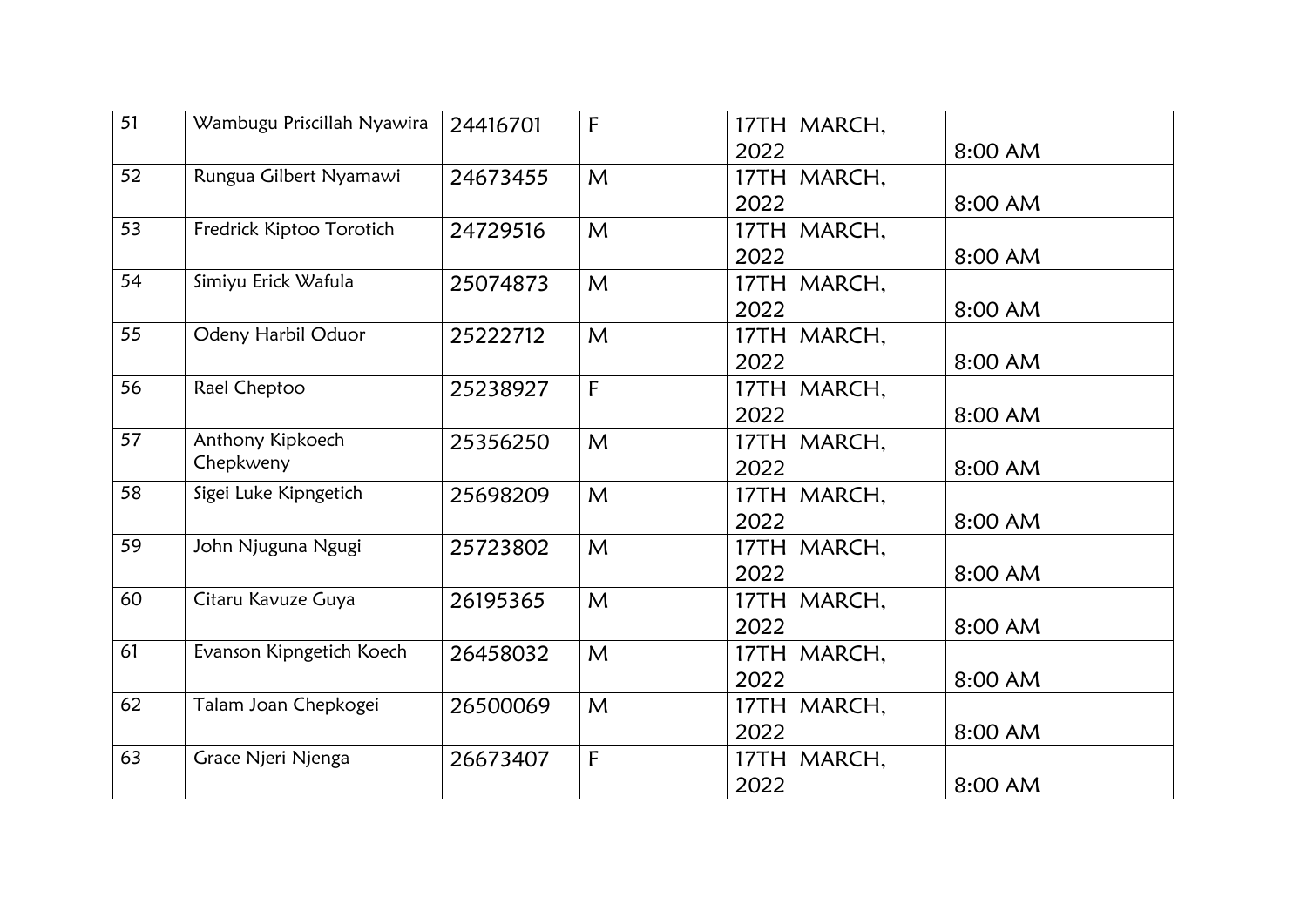| 51 | Wambugu Priscillah Nyawira | 24416701 | F | 17TH MARCH, 2022 | 8:00 AM |
|---|---|---|---|---|---|
| 52 | Rungua Gilbert Nyamawi | 24673455 | M | 17TH MARCH, 2022 | 8:00 AM |
| 53 | Fredrick Kiptoo Torotich | 24729516 | M | 17TH MARCH, 2022 | 8:00 AM |
| 54 | Simiyu Erick Wafula | 25074873 | M | 17TH MARCH, 2022 | 8:00 AM |
| 55 | Odeny Harbil Oduor | 25222712 | M | 17TH MARCH, 2022 | 8:00 AM |
| 56 | Rael Cheptoo | 25238927 | F | 17TH MARCH, 2022 | 8:00 AM |
| 57 | Anthony Kipkoech Chepkweny | 25356250 | M | 17TH MARCH, 2022 | 8:00 AM |
| 58 | Sigei Luke Kipngetich | 25698209 | M | 17TH MARCH, 2022 | 8:00 AM |
| 59 | John Njuguna Ngugi | 25723802 | M | 17TH MARCH, 2022 | 8:00 AM |
| 60 | Citaru Kavuze Guya | 26195365 | M | 17TH MARCH, 2022 | 8:00 AM |
| 61 | Evanson Kipngetich Koech | 26458032 | M | 17TH MARCH, 2022 | 8:00 AM |
| 62 | Talam Joan Chepkogei | 26500069 | M | 17TH MARCH, 2022 | 8:00 AM |
| 63 | Grace Njeri Njenga | 26673407 | F | 17TH MARCH, 2022 | 8:00 AM |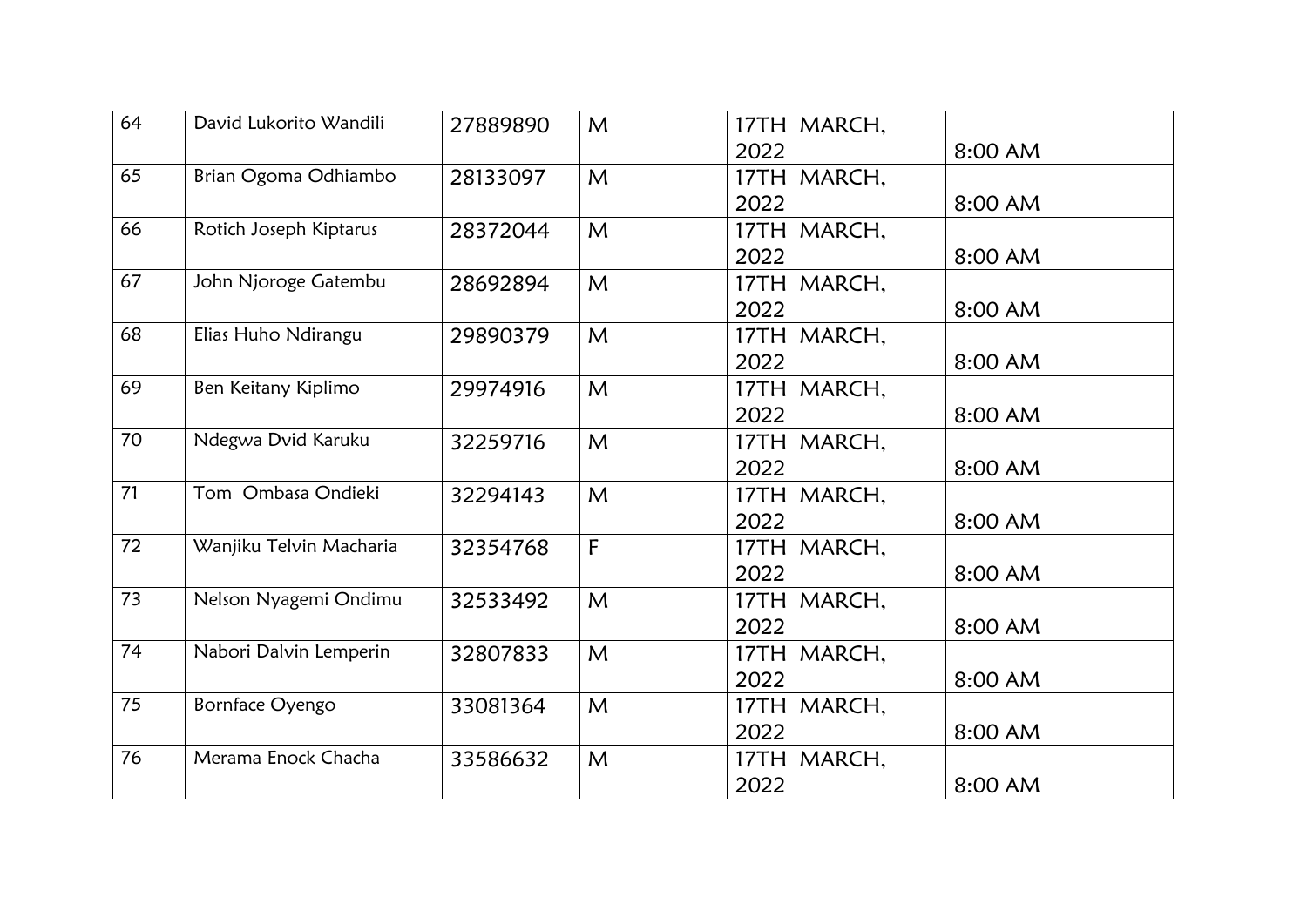| | | | | | |
|---|---|---|---|---|---|
| 64 | David Lukorito Wandili | 27889890 | M | 17TH MARCH, 2022 | 8:00 AM |
| 65 | Brian Ogoma Odhiambo | 28133097 | M | 17TH MARCH, 2022 | 8:00 AM |
| 66 | Rotich Joseph Kiptarus | 28372044 | M | 17TH MARCH, 2022 | 8:00 AM |
| 67 | John Njoroge Gatembu | 28692894 | M | 17TH MARCH, 2022 | 8:00 AM |
| 68 | Elias Huho Ndirangu | 29890379 | M | 17TH MARCH, 2022 | 8:00 AM |
| 69 | Ben Keitany Kiplimo | 29974916 | M | 17TH MARCH, 2022 | 8:00 AM |
| 70 | Ndegwa Dvid Karuku | 32259716 | M | 17TH MARCH, 2022 | 8:00 AM |
| 71 | Tom Ombasa Ondieki | 32294143 | M | 17TH MARCH, 2022 | 8:00 AM |
| 72 | Wanjiku Telvin Macharia | 32354768 | F | 17TH MARCH, 2022 | 8:00 AM |
| 73 | Nelson Nyagemi Ondimu | 32533492 | M | 17TH MARCH, 2022 | 8:00 AM |
| 74 | Nabori Dalvin Lemperin | 32807833 | M | 17TH MARCH, 2022 | 8:00 AM |
| 75 | Bornface Oyengo | 33081364 | M | 17TH MARCH, 2022 | 8:00 AM |
| 76 | Merama Enock Chacha | 33586632 | M | 17TH MARCH, 2022 | 8:00 AM |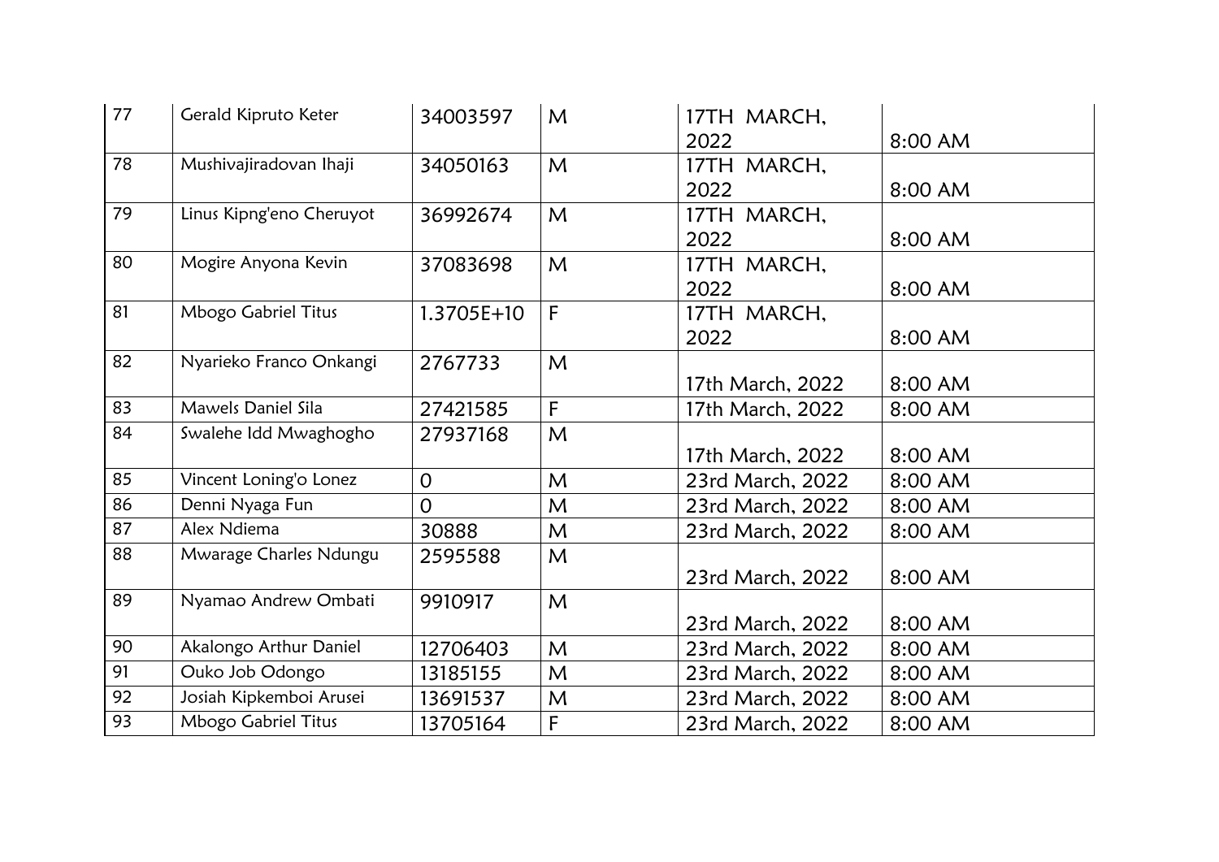| 77 | Gerald Kipruto Keter | 34003597 | M | 17TH MARCH, 2022 | 8:00 AM |
|---|---|---|---|---|---|
| 78 | Mushivajiradovan Ihaji | 34050163 | M | 17TH MARCH, 2022 | 8:00 AM |
| 79 | Linus Kipng'eno Cheruyot | 36992674 | M | 17TH MARCH, 2022 | 8:00 AM |
| 80 | Mogire Anyona Kevin | 37083698 | M | 17TH MARCH, 2022 | 8:00 AM |
| 81 | Mbogo Gabriel Titus | 1.3705E+10 | F | 17TH MARCH, 2022 | 8:00 AM |
| 82 | Nyarieko Franco Onkangi | 2767733 | M | 17th March, 2022 | 8:00 AM |
| 83 | Mawels Daniel Sila | 27421585 | F | 17th March, 2022 | 8:00 AM |
| 84 | Swalehe Idd Mwaghogho | 27937168 | M | 17th March, 2022 | 8:00 AM |
| 85 | Vincent Loning'o Lonez | 0 | M | 23rd March, 2022 | 8:00 AM |
| 86 | Denni Nyaga Fun | 0 | M | 23rd March, 2022 | 8:00 AM |
| 87 | Alex Ndiema | 30888 | M | 23rd March, 2022 | 8:00 AM |
| 88 | Mwarage Charles Ndungu | 2595588 | M | 23rd March, 2022 | 8:00 AM |
| 89 | Nyamao Andrew Ombati | 9910917 | M | 23rd March, 2022 | 8:00 AM |
| 90 | Akalongo Arthur Daniel | 12706403 | M | 23rd March, 2022 | 8:00 AM |
| 91 | Ouko Job Odongo | 13185155 | M | 23rd March, 2022 | 8:00 AM |
| 92 | Josiah Kipkemboi Arusei | 13691537 | M | 23rd March, 2022 | 8:00 AM |
| 93 | Mbogo Gabriel Titus | 13705164 | F | 23rd March, 2022 | 8:00 AM |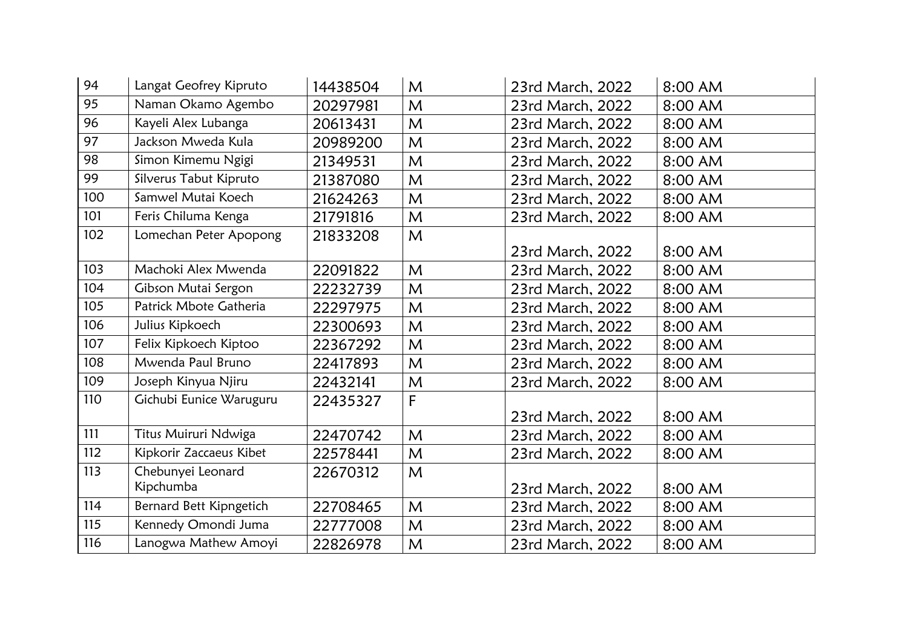| 94 | Langat Geofrey Kipruto | 14438504 | M | 23rd March, 2022 | 8:00 AM |
|---|---|---|---|---|---|
| 95 | Naman Okamo Agembo | 20297981 | M | 23rd March, 2022 | 8:00 AM |
| 96 | Kayeli Alex Lubanga | 20613431 | M | 23rd March, 2022 | 8:00 AM |
| 97 | Jackson Mweda Kula | 20989200 | M | 23rd March, 2022 | 8:00 AM |
| 98 | Simon Kimemu Ngigi | 21349531 | M | 23rd March, 2022 | 8:00 AM |
| 99 | Silverus Tabut Kipruto | 21387080 | M | 23rd March, 2022 | 8:00 AM |
| 100 | Samwel Mutai Koech | 21624263 | M | 23rd March, 2022 | 8:00 AM |
| 101 | Feris Chiluma Kenga | 21791816 | M | 23rd March, 2022 | 8:00 AM |
| 102 | Lomechan Peter Apopong | 21833208 | M | 23rd March, 2022 | 8:00 AM |
| 103 | Machoki Alex Mwenda | 22091822 | M | 23rd March, 2022 | 8:00 AM |
| 104 | Gibson Mutai Sergon | 22232739 | M | 23rd March, 2022 | 8:00 AM |
| 105 | Patrick Mbote Gatheria | 22297975 | M | 23rd March, 2022 | 8:00 AM |
| 106 | Julius Kipkoech | 22300693 | M | 23rd March, 2022 | 8:00 AM |
| 107 | Felix Kipkoech Kiptoo | 22367292 | M | 23rd March, 2022 | 8:00 AM |
| 108 | Mwenda Paul Bruno | 22417893 | M | 23rd March, 2022 | 8:00 AM |
| 109 | Joseph Kinyua Njiru | 22432141 | M | 23rd March, 2022 | 8:00 AM |
| 110 | Gichubi Eunice Waruguru | 22435327 | F | 23rd March, 2022 | 8:00 AM |
| 111 | Titus Muiruri Ndwiga | 22470742 | M | 23rd March, 2022 | 8:00 AM |
| 112 | Kipkorir Zaccaeus Kibet | 22578441 | M | 23rd March, 2022 | 8:00 AM |
| 113 | Chebunyei Leonard Kipchumba | 22670312 | M | 23rd March, 2022 | 8:00 AM |
| 114 | Bernard Bett Kipngetich | 22708465 | M | 23rd March, 2022 | 8:00 AM |
| 115 | Kennedy Omondi Juma | 22777008 | M | 23rd March, 2022 | 8:00 AM |
| 116 | Lanogwa Mathew Amoyi | 22826978 | M | 23rd March, 2022 | 8:00 AM |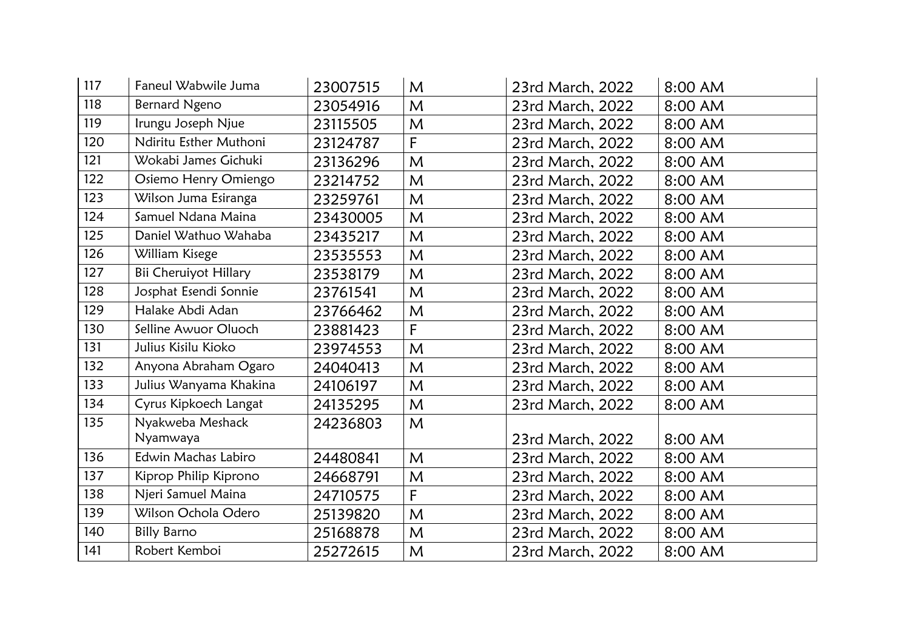| 117 | Faneul Wabwile Juma | 23007515 | M | 23rd March, 2022 | 8:00 AM |
|---|---|---|---|---|---|
| 118 | Bernard Ngeno | 23054916 | M | 23rd March, 2022 | 8:00 AM |
| 119 | Irungu Joseph Njue | 23115505 | M | 23rd March, 2022 | 8:00 AM |
| 120 | Ndiritu Esther Muthoni | 23124787 | F | 23rd March, 2022 | 8:00 AM |
| 121 | Wokabi James Gichuki | 23136296 | M | 23rd March, 2022 | 8:00 AM |
| 122 | Osiemo Henry Omiengo | 23214752 | M | 23rd March, 2022 | 8:00 AM |
| 123 | Wilson Juma Esiranga | 23259761 | M | 23rd March, 2022 | 8:00 AM |
| 124 | Samuel Ndana Maina | 23430005 | M | 23rd March, 2022 | 8:00 AM |
| 125 | Daniel Wathuo Wahaba | 23435217 | M | 23rd March, 2022 | 8:00 AM |
| 126 | William Kisege | 23535553 | M | 23rd March, 2022 | 8:00 AM |
| 127 | Bii Cheruiyot Hillary | 23538179 | M | 23rd March, 2022 | 8:00 AM |
| 128 | Josphat Esendi Sonnie | 23761541 | M | 23rd March, 2022 | 8:00 AM |
| 129 | Halake Abdi Adan | 23766462 | M | 23rd March, 2022 | 8:00 AM |
| 130 | Selline Awuor Oluoch | 23881423 | F | 23rd March, 2022 | 8:00 AM |
| 131 | Julius Kisilu Kioko | 23974553 | M | 23rd March, 2022 | 8:00 AM |
| 132 | Anyona Abraham Ogaro | 24040413 | M | 23rd March, 2022 | 8:00 AM |
| 133 | Julius Wanyama Khakina | 24106197 | M | 23rd March, 2022 | 8:00 AM |
| 134 | Cyrus Kipkoech Langat | 24135295 | M | 23rd March, 2022 | 8:00 AM |
| 135 | Nyakweba Meshack Nyamwaya | 24236803 | M | 23rd March, 2022 | 8:00 AM |
| 136 | Edwin Machas Labiro | 24480841 | M | 23rd March, 2022 | 8:00 AM |
| 137 | Kiprop Philip Kiprono | 24668791 | M | 23rd March, 2022 | 8:00 AM |
| 138 | Njeri Samuel Maina | 24710575 | F | 23rd March, 2022 | 8:00 AM |
| 139 | Wilson Ochola Odero | 25139820 | M | 23rd March, 2022 | 8:00 AM |
| 140 | Billy Barno | 25168878 | M | 23rd March, 2022 | 8:00 AM |
| 141 | Robert Kemboi | 25272615 | M | 23rd March, 2022 | 8:00 AM |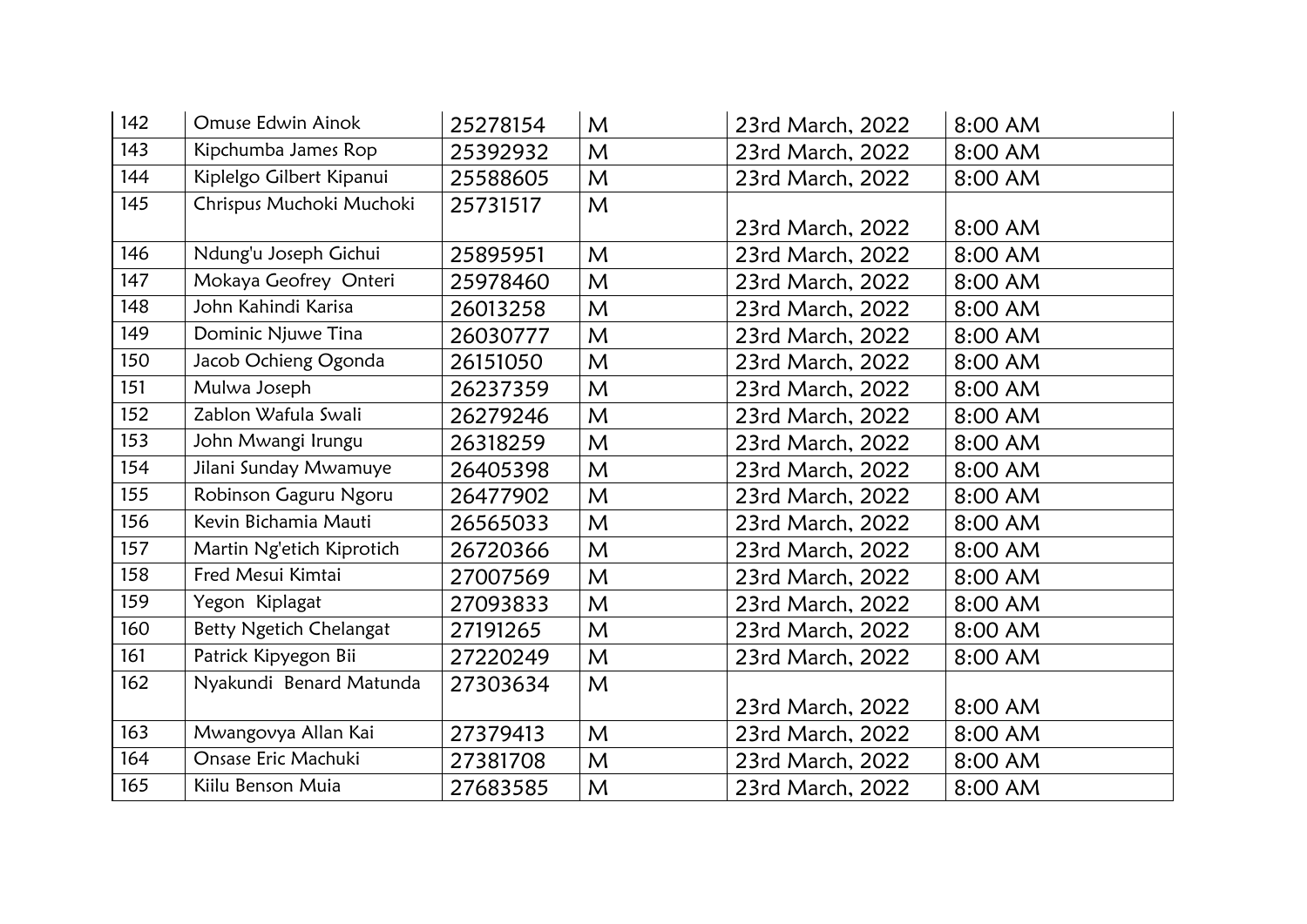| 142 | Omuse Edwin Ainok | 25278154 | M | 23rd March, 2022 | 8:00 AM |
|---|---|---|---|---|---|
| 143 | Kipchumba James Rop | 25392932 | M | 23rd March, 2022 | 8:00 AM |
| 144 | Kiplelgo Gilbert Kipanui | 25588605 | M | 23rd March, 2022 | 8:00 AM |
| 145 | Chrispus Muchoki Muchoki | 25731517 | M | 23rd March, 2022 | 8:00 AM |
| 146 | Ndung'u Joseph Gichui | 25895951 | M | 23rd March, 2022 | 8:00 AM |
| 147 | Mokaya Geofrey Onteri | 25978460 | M | 23rd March, 2022 | 8:00 AM |
| 148 | John Kahindi Karisa | 26013258 | M | 23rd March, 2022 | 8:00 AM |
| 149 | Dominic Njuwe Tina | 26030777 | M | 23rd March, 2022 | 8:00 AM |
| 150 | Jacob Ochieng Ogonda | 26151050 | M | 23rd March, 2022 | 8:00 AM |
| 151 | Mulwa Joseph | 26237359 | M | 23rd March, 2022 | 8:00 AM |
| 152 | Zablon Wafula Swali | 26279246 | M | 23rd March, 2022 | 8:00 AM |
| 153 | John Mwangi Irungu | 26318259 | M | 23rd March, 2022 | 8:00 AM |
| 154 | Jilani Sunday Mwamuye | 26405398 | M | 23rd March, 2022 | 8:00 AM |
| 155 | Robinson Gaguru Ngoru | 26477902 | M | 23rd March, 2022 | 8:00 AM |
| 156 | Kevin Bichamia Mauti | 26565033 | M | 23rd March, 2022 | 8:00 AM |
| 157 | Martin Ng'etich Kiprotich | 26720366 | M | 23rd March, 2022 | 8:00 AM |
| 158 | Fred Mesui Kimtai | 27007569 | M | 23rd March, 2022 | 8:00 AM |
| 159 | Yegon Kiplagat | 27093833 | M | 23rd March, 2022 | 8:00 AM |
| 160 | Betty Ngetich Chelangat | 27191265 | M | 23rd March, 2022 | 8:00 AM |
| 161 | Patrick Kipyegon Bii | 27220249 | M | 23rd March, 2022 | 8:00 AM |
| 162 | Nyakundi Benard Matunda | 27303634 | M | 23rd March, 2022 | 8:00 AM |
| 163 | Mwangovya Allan Kai | 27379413 | M | 23rd March, 2022 | 8:00 AM |
| 164 | Onsase Eric Machuki | 27381708 | M | 23rd March, 2022 | 8:00 AM |
| 165 | Kiilu Benson Muia | 27683585 | M | 23rd March, 2022 | 8:00 AM |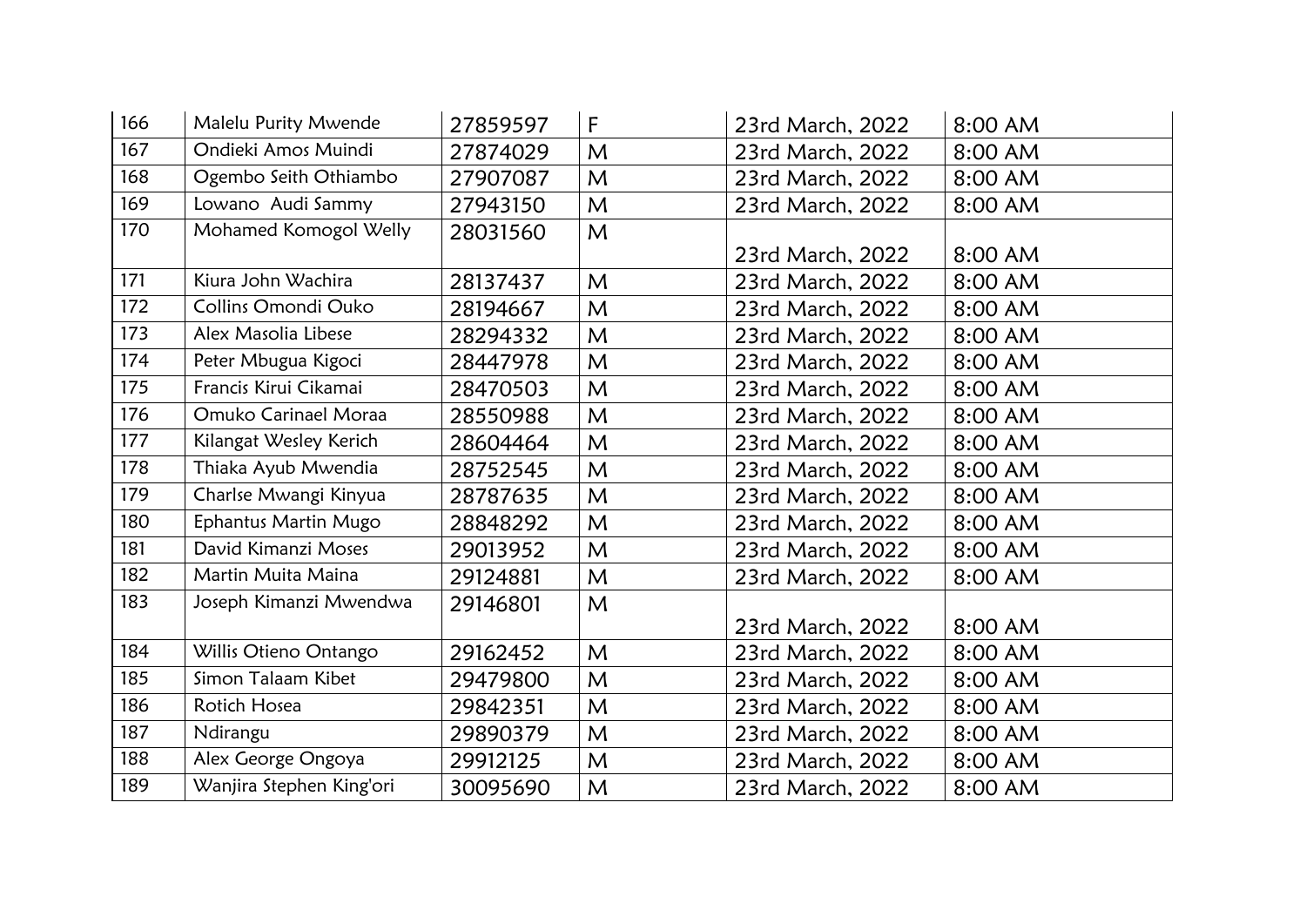| 166 | Malelu Purity Mwende | 27859597 | F | 23rd March, 2022 | 8:00 AM |
|---|---|---|---|---|---|
| 167 | Ondieki Amos Muindi | 27874029 | M | 23rd March, 2022 | 8:00 AM |
| 168 | Ogembo Seith Othiambo | 27907087 | M | 23rd March, 2022 | 8:00 AM |
| 169 | Lowano Audi Sammy | 27943150 | M | 23rd March, 2022 | 8:00 AM |
| 170 | Mohamed Komogol Welly | 28031560 | M | 23rd March, 2022 | 8:00 AM |
| 171 | Kiura John Wachira | 28137437 | M | 23rd March, 2022 | 8:00 AM |
| 172 | Collins Omondi Ouko | 28194667 | M | 23rd March, 2022 | 8:00 AM |
| 173 | Alex Masolia Libese | 28294332 | M | 23rd March, 2022 | 8:00 AM |
| 174 | Peter Mbugua Kigoci | 28447978 | M | 23rd March, 2022 | 8:00 AM |
| 175 | Francis Kirui Cikamai | 28470503 | M | 23rd March, 2022 | 8:00 AM |
| 176 | Omuko Carinael Moraa | 28550988 | M | 23rd March, 2022 | 8:00 AM |
| 177 | Kilangat Wesley Kerich | 28604464 | M | 23rd March, 2022 | 8:00 AM |
| 178 | Thiaka Ayub Mwendia | 28752545 | M | 23rd March, 2022 | 8:00 AM |
| 179 | Charlse Mwangi Kinyua | 28787635 | M | 23rd March, 2022 | 8:00 AM |
| 180 | Ephantus Martin Mugo | 28848292 | M | 23rd March, 2022 | 8:00 AM |
| 181 | David Kimanzi Moses | 29013952 | M | 23rd March, 2022 | 8:00 AM |
| 182 | Martin Muita Maina | 29124881 | M | 23rd March, 2022 | 8:00 AM |
| 183 | Joseph Kimanzi Mwendwa | 29146801 | M | 23rd March, 2022 | 8:00 AM |
| 184 | Willis Otieno Ontango | 29162452 | M | 23rd March, 2022 | 8:00 AM |
| 185 | Simon Talaam Kibet | 29479800 | M | 23rd March, 2022 | 8:00 AM |
| 186 | Rotich Hosea | 29842351 | M | 23rd March, 2022 | 8:00 AM |
| 187 | Ndirangu | 29890379 | M | 23rd March, 2022 | 8:00 AM |
| 188 | Alex George Ongoya | 29912125 | M | 23rd March, 2022 | 8:00 AM |
| 189 | Wanjira Stephen King'ori | 30095690 | M | 23rd March, 2022 | 8:00 AM |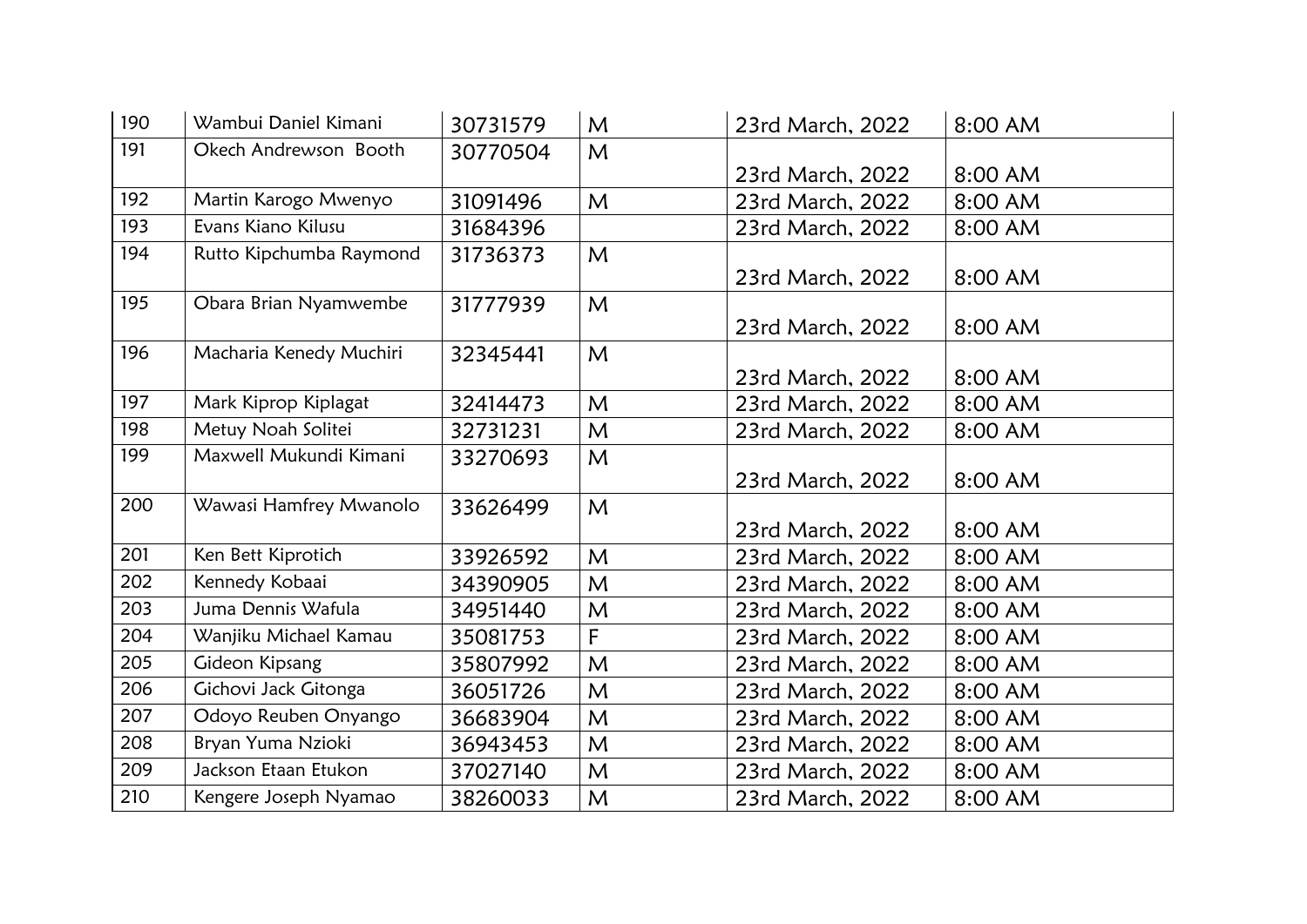| 190 | Wambui Daniel Kimani | 30731579 | M | 23rd March, 2022 | 8:00 AM |
|---|---|---|---|---|---|
| 191 | Okech Andrewson Booth | 30770504 | M | 23rd March, 2022 | 8:00 AM |
| 192 | Martin Karogo Mwenyo | 31091496 | M | 23rd March, 2022 | 8:00 AM |
| 193 | Evans Kiano Kilusu | 31684396 | | 23rd March, 2022 | 8:00 AM |
| 194 | Rutto Kipchumba Raymond | 31736373 | M | 23rd March, 2022 | 8:00 AM |
| 195 | Obara Brian Nyamwembe | 31777939 | M | 23rd March, 2022 | 8:00 AM |
| 196 | Macharia Kenedy Muchiri | 32345441 | M | 23rd March, 2022 | 8:00 AM |
| 197 | Mark Kiprop Kiplagat | 32414473 | M | 23rd March, 2022 | 8:00 AM |
| 198 | Metuy Noah Solitei | 32731231 | M | 23rd March, 2022 | 8:00 AM |
| 199 | Maxwell Mukundi Kimani | 33270693 | M | 23rd March, 2022 | 8:00 AM |
| 200 | Wawasi Hamfrey Mwanolo | 33626499 | M | 23rd March, 2022 | 8:00 AM |
| 201 | Ken Bett Kiprotich | 33926592 | M | 23rd March, 2022 | 8:00 AM |
| 202 | Kennedy Kobaai | 34390905 | M | 23rd March, 2022 | 8:00 AM |
| 203 | Juma Dennis Wafula | 34951440 | M | 23rd March, 2022 | 8:00 AM |
| 204 | Wanjiku Michael Kamau | 35081753 | F | 23rd March, 2022 | 8:00 AM |
| 205 | Gideon Kipsang | 35807992 | M | 23rd March, 2022 | 8:00 AM |
| 206 | Gichovi Jack Gitonga | 36051726 | M | 23rd March, 2022 | 8:00 AM |
| 207 | Odoyo Reuben Onyango | 36683904 | M | 23rd March, 2022 | 8:00 AM |
| 208 | Bryan Yuma Nzioki | 36943453 | M | 23rd March, 2022 | 8:00 AM |
| 209 | Jackson Etaan Etukon | 37027140 | M | 23rd March, 2022 | 8:00 AM |
| 210 | Kengere Joseph Nyamao | 38260033 | M | 23rd March, 2022 | 8:00 AM |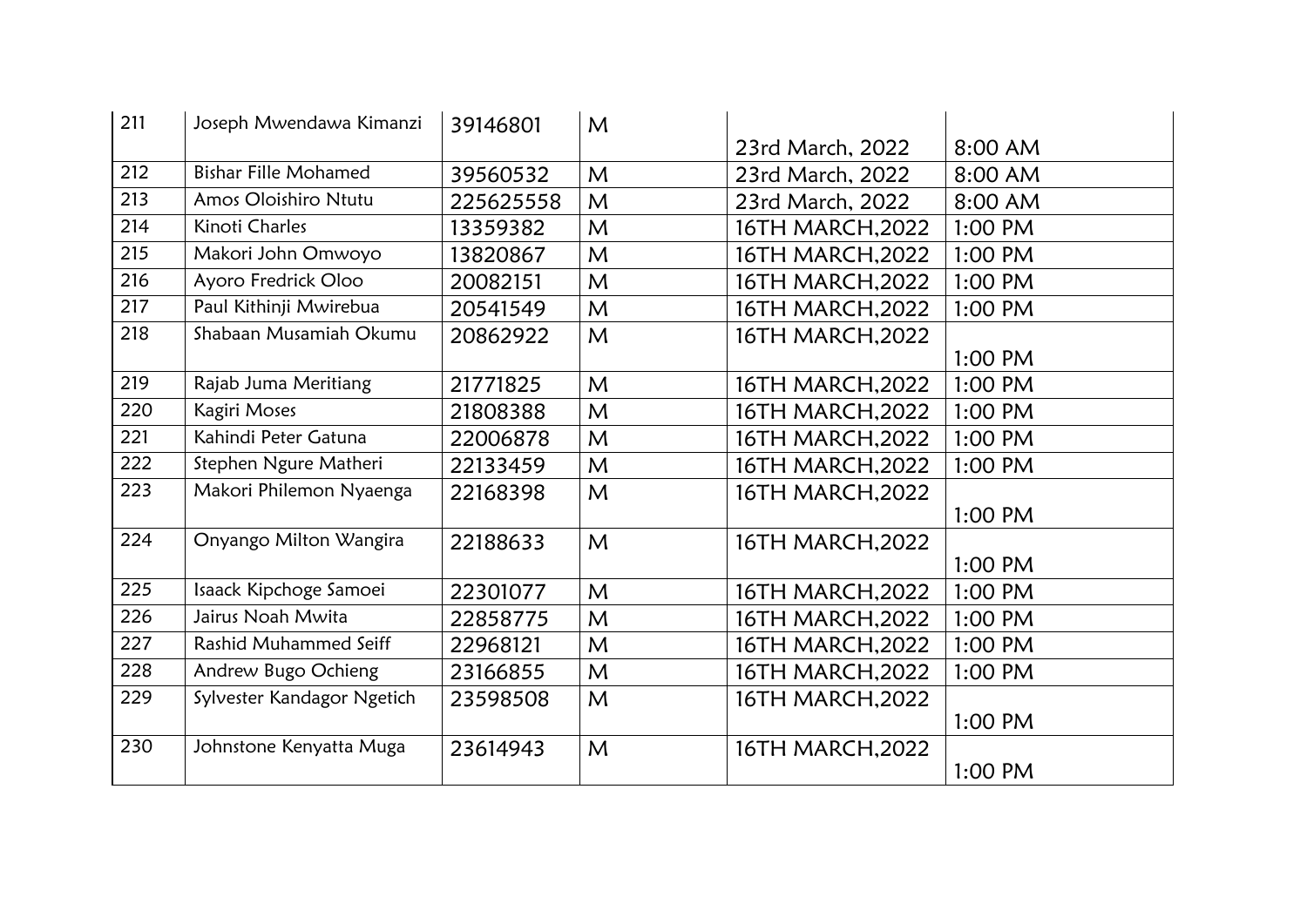| 211 | Joseph Mwendawa Kimanzi | 39146801 | M | 23rd March, 2022 | 8:00 AM |
|---|---|---|---|---|---|
| 212 | Bishar Fille Mohamed | 39560532 | M | 23rd March, 2022 | 8:00 AM |
| 213 | Amos Oloishiro Ntutu | 225625558 | M | 23rd March, 2022 | 8:00 AM |
| 214 | Kinoti Charles | 13359382 | M | 16TH MARCH,2022 | 1:00 PM |
| 215 | Makori John Omwoyo | 13820867 | M | 16TH MARCH,2022 | 1:00 PM |
| 216 | Ayoro Fredrick Oloo | 20082151 | M | 16TH MARCH,2022 | 1:00 PM |
| 217 | Paul Kithinji Mwirebua | 20541549 | M | 16TH MARCH,2022 | 1:00 PM |
| 218 | Shabaan Musamiah Okumu | 20862922 | M | 16TH MARCH,2022 | 1:00 PM |
| 219 | Rajab Juma Meritiang | 21771825 | M | 16TH MARCH,2022 | 1:00 PM |
| 220 | Kagiri Moses | 21808388 | M | 16TH MARCH,2022 | 1:00 PM |
| 221 | Kahindi Peter Gatuna | 22006878 | M | 16TH MARCH,2022 | 1:00 PM |
| 222 | Stephen Ngure Matheri | 22133459 | M | 16TH MARCH,2022 | 1:00 PM |
| 223 | Makori Philemon Nyaenga | 22168398 | M | 16TH MARCH,2022 | 1:00 PM |
| 224 | Onyango Milton Wangira | 22188633 | M | 16TH MARCH,2022 | 1:00 PM |
| 225 | Isaack Kipchoge Samoei | 22301077 | M | 16TH MARCH,2022 | 1:00 PM |
| 226 | Jairus Noah Mwita | 22858775 | M | 16TH MARCH,2022 | 1:00 PM |
| 227 | Rashid Muhammed Seiff | 22968121 | M | 16TH MARCH,2022 | 1:00 PM |
| 228 | Andrew Bugo Ochieng | 23166855 | M | 16TH MARCH,2022 | 1:00 PM |
| 229 | Sylvester Kandagor Ngetich | 23598508 | M | 16TH MARCH,2022 | 1:00 PM |
| 230 | Johnstone Kenyatta Muga | 23614943 | M | 16TH MARCH,2022 | 1:00 PM |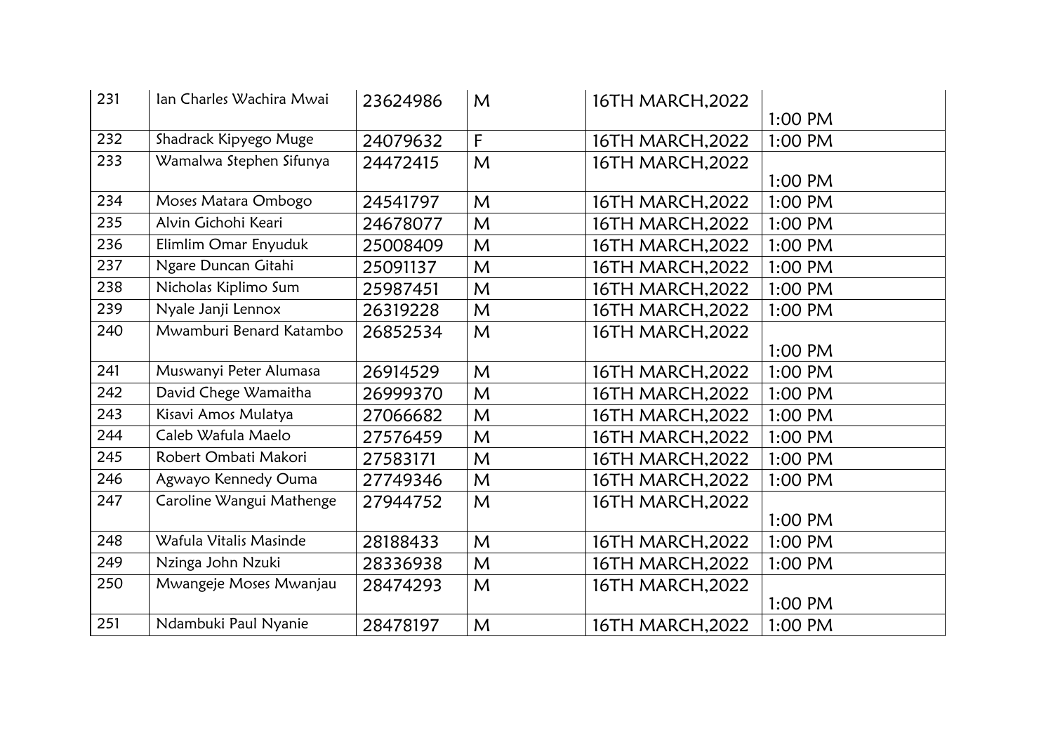| 231 | Ian Charles Wachira Mwai | 23624986 | M | 16TH MARCH,2022 | 1:00 PM |
|---|---|---|---|---|---|
| 232 | Shadrack Kipyego Muge | 24079632 | F | 16TH MARCH,2022 | 1:00 PM |
| 233 | Wamalwa Stephen Sifunya | 24472415 | M | 16TH MARCH,2022 | 1:00 PM |
| 234 | Moses Matara Ombogo | 24541797 | M | 16TH MARCH,2022 | 1:00 PM |
| 235 | Alvin Gichohi Keari | 24678077 | M | 16TH MARCH,2022 | 1:00 PM |
| 236 | Elimlim Omar Enyuduk | 25008409 | M | 16TH MARCH,2022 | 1:00 PM |
| 237 | Ngare Duncan Gitahi | 25091137 | M | 16TH MARCH,2022 | 1:00 PM |
| 238 | Nicholas Kiplimo Sum | 25987451 | M | 16TH MARCH,2022 | 1:00 PM |
| 239 | Nyale Janji Lennox | 26319228 | M | 16TH MARCH,2022 | 1:00 PM |
| 240 | Mwamburi Benard Katambo | 26852534 | M | 16TH MARCH,2022 | 1:00 PM |
| 241 | Muswanyi Peter Alumasa | 26914529 | M | 16TH MARCH,2022 | 1:00 PM |
| 242 | David Chege Wamaitha | 26999370 | M | 16TH MARCH,2022 | 1:00 PM |
| 243 | Kisavi Amos Mulatya | 27066682 | M | 16TH MARCH,2022 | 1:00 PM |
| 244 | Caleb Wafula Maelo | 27576459 | M | 16TH MARCH,2022 | 1:00 PM |
| 245 | Robert Ombati Makori | 27583171 | M | 16TH MARCH,2022 | 1:00 PM |
| 246 | Agwayo Kennedy Ouma | 27749346 | M | 16TH MARCH,2022 | 1:00 PM |
| 247 | Caroline Wangui Mathenge | 27944752 | M | 16TH MARCH,2022 | 1:00 PM |
| 248 | Wafula Vitalis Masinde | 28188433 | M | 16TH MARCH,2022 | 1:00 PM |
| 249 | Nzinga John Nzuki | 28336938 | M | 16TH MARCH,2022 | 1:00 PM |
| 250 | Mwangeje Moses Mwanjau | 28474293 | M | 16TH MARCH,2022 | 1:00 PM |
| 251 | Ndambuki Paul Nyanie | 28478197 | M | 16TH MARCH,2022 | 1:00 PM |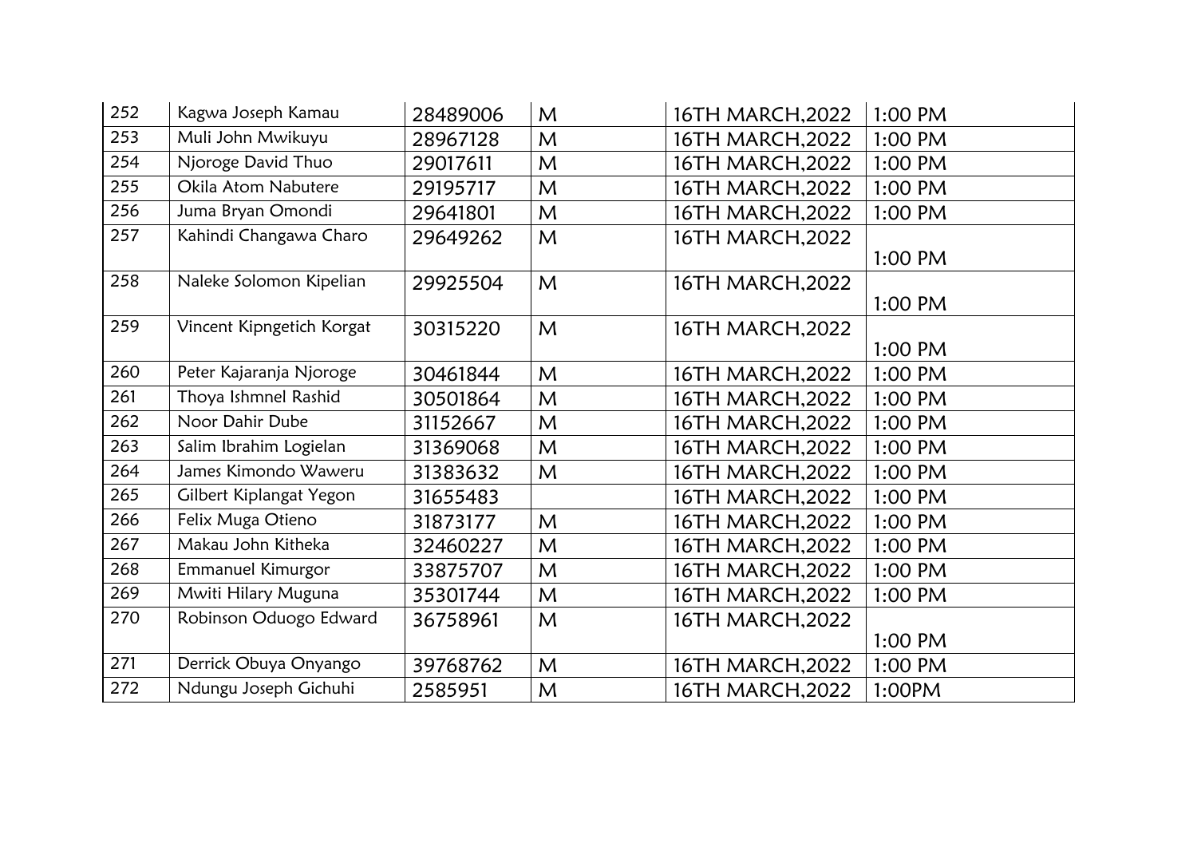| 252 | Kagwa Joseph Kamau | 28489006 | M | 16TH MARCH,2022 | 1:00 PM |
|---|---|---|---|---|---|
| 253 | Muli John Mwikuyu | 28967128 | M | 16TH MARCH,2022 | 1:00 PM |
| 254 | Njoroge David Thuo | 29017611 | M | 16TH MARCH,2022 | 1:00 PM |
| 255 | Okila Atom Nabutere | 29195717 | M | 16TH MARCH,2022 | 1:00 PM |
| 256 | Juma Bryan Omondi | 29641801 | M | 16TH MARCH,2022 | 1:00 PM |
| 257 | Kahindi Changawa Charo | 29649262 | M | 16TH MARCH,2022 | 1:00 PM |
| 258 | Naleke Solomon Kipelian | 29925504 | M | 16TH MARCH,2022 | 1:00 PM |
| 259 | Vincent Kipngetich Korgat | 30315220 | M | 16TH MARCH,2022 | 1:00 PM |
| 260 | Peter Kajaranja Njoroge | 30461844 | M | 16TH MARCH,2022 | 1:00 PM |
| 261 | Thoya Ishmnel Rashid | 30501864 | M | 16TH MARCH,2022 | 1:00 PM |
| 262 | Noor Dahir Dube | 31152667 | M | 16TH MARCH,2022 | 1:00 PM |
| 263 | Salim Ibrahim Logielan | 31369068 | M | 16TH MARCH,2022 | 1:00 PM |
| 264 | James Kimondo Waweru | 31383632 | M | 16TH MARCH,2022 | 1:00 PM |
| 265 | Gilbert Kiplangat Yegon | 31655483 | | 16TH MARCH,2022 | 1:00 PM |
| 266 | Felix Muga Otieno | 31873177 | M | 16TH MARCH,2022 | 1:00 PM |
| 267 | Makau John Kitheka | 32460227 | M | 16TH MARCH,2022 | 1:00 PM |
| 268 | Emmanuel Kimurgor | 33875707 | M | 16TH MARCH,2022 | 1:00 PM |
| 269 | Mwiti Hilary Muguna | 35301744 | M | 16TH MARCH,2022 | 1:00 PM |
| 270 | Robinson Oduogo Edward | 36758961 | M | 16TH MARCH,2022 | 1:00 PM |
| 271 | Derrick Obuya Onyango | 39768762 | M | 16TH MARCH,2022 | 1:00 PM |
| 272 | Ndungu Joseph Gichuhi | 2585951 | M | 16TH MARCH,2022 | 1:00PM |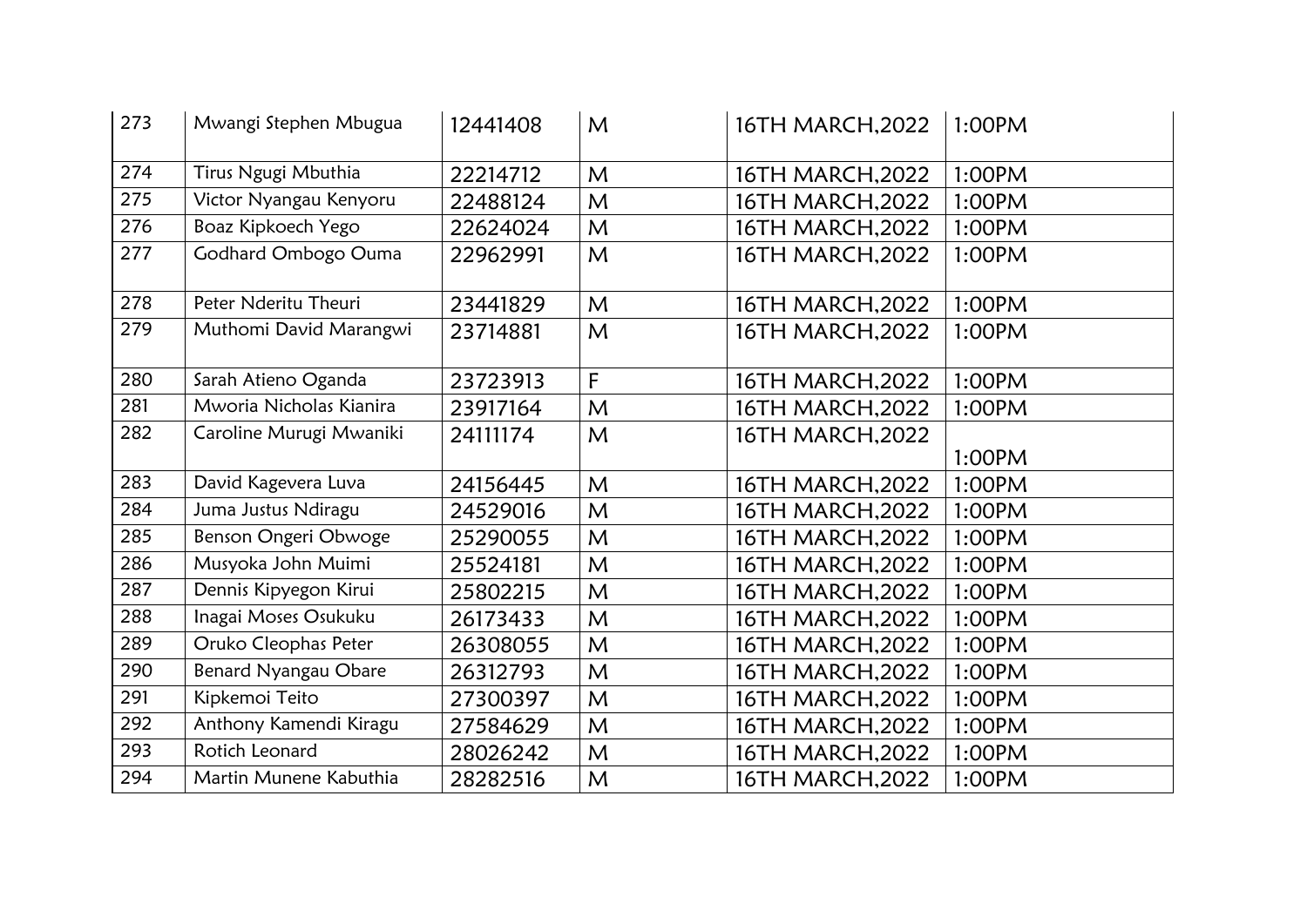| 273 | Mwangi Stephen Mbugua | 12441408 | M | 16TH MARCH,2022 | 1:00PM |
|---|---|---|---|---|---|
| 274 | Tirus Ngugi Mbuthia | 22214712 | M | 16TH MARCH,2022 | 1:00PM |
| 275 | Victor Nyangau Kenyoru | 22488124 | M | 16TH MARCH,2022 | 1:00PM |
| 276 | Boaz Kipkoech Yego | 22624024 | M | 16TH MARCH,2022 | 1:00PM |
| 277 | Godhard Ombogo Ouma | 22962991 | M | 16TH MARCH,2022 | 1:00PM |
| 278 | Peter Nderitu Theuri | 23441829 | M | 16TH MARCH,2022 | 1:00PM |
| 279 | Muthomi David Marangwi | 23714881 | M | 16TH MARCH,2022 | 1:00PM |
| 280 | Sarah Atieno Oganda | 23723913 | F | 16TH MARCH,2022 | 1:00PM |
| 281 | Mworia Nicholas Kianira | 23917164 | M | 16TH MARCH,2022 | 1:00PM |
| 282 | Caroline Murugi Mwaniki | 24111174 | M | 16TH MARCH,2022 | 1:00PM |
| 283 | David Kagevera Luva | 24156445 | M | 16TH MARCH,2022 | 1:00PM |
| 284 | Juma Justus Ndiragu | 24529016 | M | 16TH MARCH,2022 | 1:00PM |
| 285 | Benson Ongeri Obwoge | 25290055 | M | 16TH MARCH,2022 | 1:00PM |
| 286 | Musyoka John Muimi | 25524181 | M | 16TH MARCH,2022 | 1:00PM |
| 287 | Dennis Kipyegon Kirui | 25802215 | M | 16TH MARCH,2022 | 1:00PM |
| 288 | Inagai Moses Osukuku | 26173433 | M | 16TH MARCH,2022 | 1:00PM |
| 289 | Oruko Cleophas Peter | 26308055 | M | 16TH MARCH,2022 | 1:00PM |
| 290 | Benard Nyangau Obare | 26312793 | M | 16TH MARCH,2022 | 1:00PM |
| 291 | Kipkemoi Teito | 27300397 | M | 16TH MARCH,2022 | 1:00PM |
| 292 | Anthony Kamendi Kiragu | 27584629 | M | 16TH MARCH,2022 | 1:00PM |
| 293 | Rotich Leonard | 28026242 | M | 16TH MARCH,2022 | 1:00PM |
| 294 | Martin Munene Kabuthia | 28282516 | M | 16TH MARCH,2022 | 1:00PM |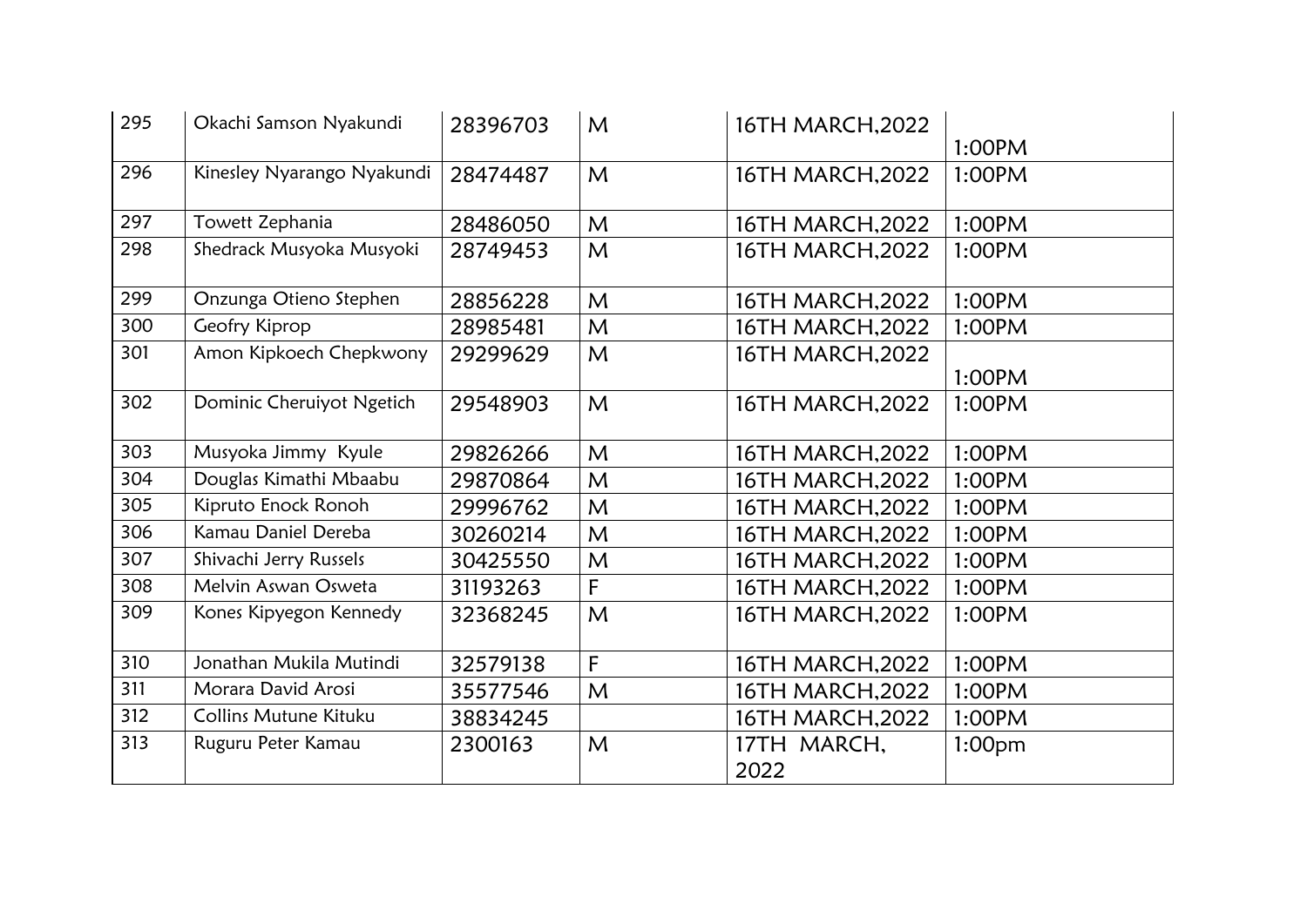| 295 | Okachi Samson Nyakundi | 28396703 | M | 16TH MARCH,2022 | 1:00PM |
|---|---|---|---|---|---|
| 296 | Kinesley Nyarango Nyakundi | 28474487 | M | 16TH MARCH,2022 | 1:00PM |
| 297 | Towett Zephania | 28486050 | M | 16TH MARCH,2022 | 1:00PM |
| 298 | Shedrack Musyoka Musyoki | 28749453 | M | 16TH MARCH,2022 | 1:00PM |
| 299 | Onzunga Otieno Stephen | 28856228 | M | 16TH MARCH,2022 | 1:00PM |
| 300 | Geofry Kiprop | 28985481 | M | 16TH MARCH,2022 | 1:00PM |
| 301 | Amon Kipkoech Chepkwony | 29299629 | M | 16TH MARCH,2022 | 1:00PM |
| 302 | Dominic Cheruiyot Ngetich | 29548903 | M | 16TH MARCH,2022 | 1:00PM |
| 303 | Musyoka Jimmy Kyule | 29826266 | M | 16TH MARCH,2022 | 1:00PM |
| 304 | Douglas Kimathi Mbaabu | 29870864 | M | 16TH MARCH,2022 | 1:00PM |
| 305 | Kipruto Enock Ronoh | 29996762 | M | 16TH MARCH,2022 | 1:00PM |
| 306 | Kamau Daniel Dereba | 30260214 | M | 16TH MARCH,2022 | 1:00PM |
| 307 | Shivachi Jerry Russels | 30425550 | M | 16TH MARCH,2022 | 1:00PM |
| 308 | Melvin Aswan Osweta | 31193263 | F | 16TH MARCH,2022 | 1:00PM |
| 309 | Kones Kipyegon Kennedy | 32368245 | M | 16TH MARCH,2022 | 1:00PM |
| 310 | Jonathan Mukila Mutindi | 32579138 | F | 16TH MARCH,2022 | 1:00PM |
| 311 | Morara David Arosi | 35577546 | M | 16TH MARCH,2022 | 1:00PM |
| 312 | Collins Mutune Kituku | 38834245 | | 16TH MARCH,2022 | 1:00PM |
| 313 | Ruguru Peter Kamau | 2300163 | M | 17TH MARCH, 2022 | 1:00pm |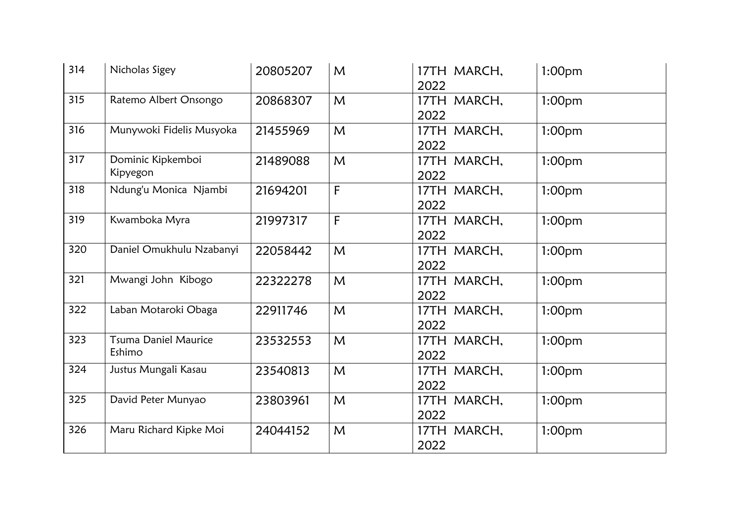| 314 | Nicholas Sigey | 20805207 | M | 17TH MARCH, 2022 | 1:00pm |
|---|---|---|---|---|---|
| 315 | Ratemo Albert Onsongo | 20868307 | M | 17TH MARCH, 2022 | 1:00pm |
| 316 | Munywoki Fidelis Musyoka | 21455969 | M | 17TH MARCH, 2022 | 1:00pm |
| 317 | Dominic Kipkemboi Kipyegon | 21489088 | M | 17TH MARCH, 2022 | 1:00pm |
| 318 | Ndung'u Monica Njambi | 21694201 | F | 17TH MARCH, 2022 | 1:00pm |
| 319 | Kwamboka Myra | 21997317 | F | 17TH MARCH, 2022 | 1:00pm |
| 320 | Daniel Omukhulu Nzabanyi | 22058442 | M | 17TH MARCH, 2022 | 1:00pm |
| 321 | Mwangi John Kibogo | 22322278 | M | 17TH MARCH, 2022 | 1:00pm |
| 322 | Laban Motaroki Obaga | 22911746 | M | 17TH MARCH, 2022 | 1:00pm |
| 323 | Tsuma Daniel Maurice Eshimo | 23532553 | M | 17TH MARCH, 2022 | 1:00pm |
| 324 | Justus Mungali Kasau | 23540813 | M | 17TH MARCH, 2022 | 1:00pm |
| 325 | David Peter Munyao | 23803961 | M | 17TH MARCH, 2022 | 1:00pm |
| 326 | Maru Richard Kipke Moi | 24044152 | M | 17TH MARCH, 2022 | 1:00pm |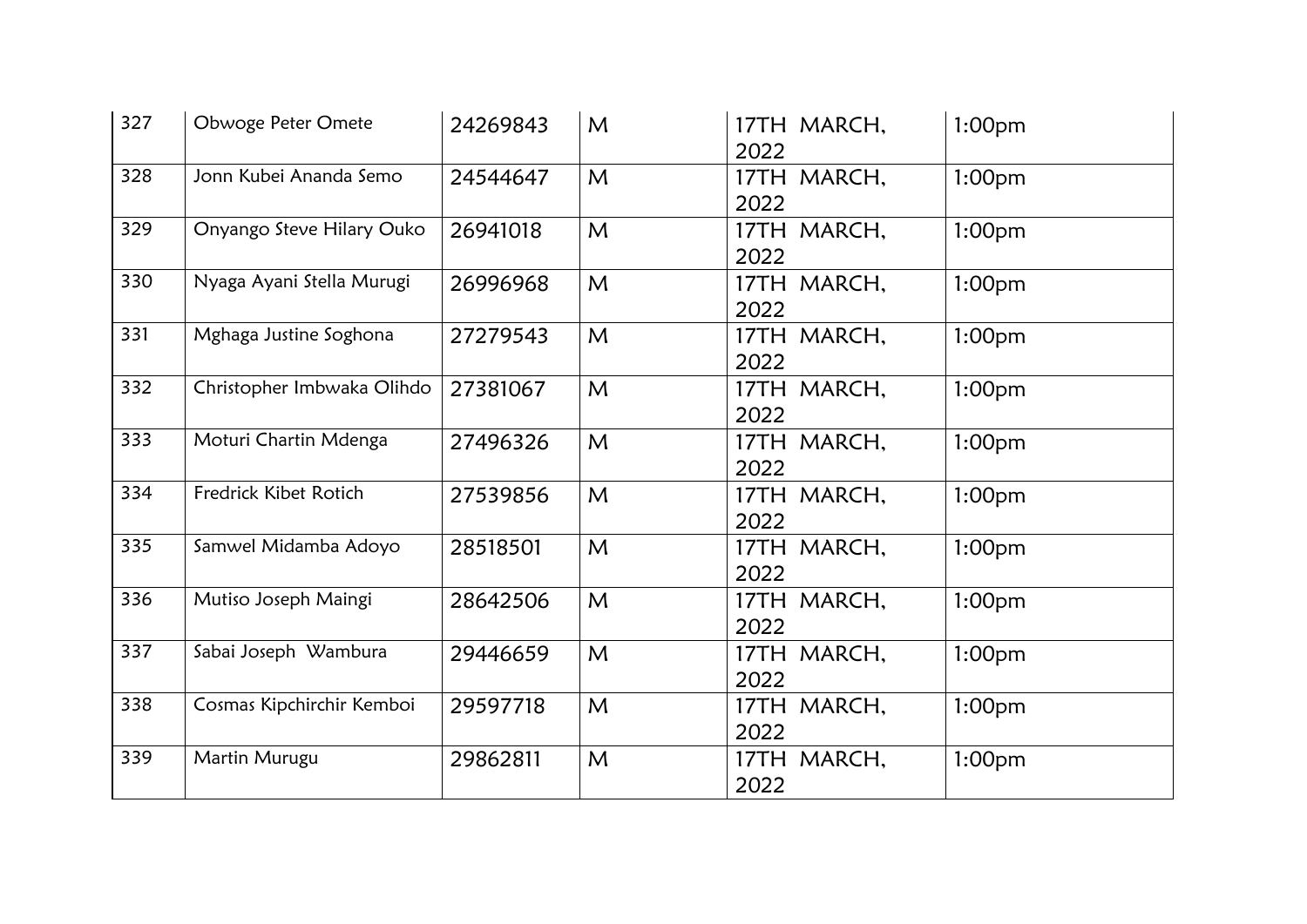| 327 | Obwoge Peter Omete | 24269843 | M | 17TH MARCH, 2022 | 1:00pm |
|---|---|---|---|---|---|
| 328 | Jonn Kubei Ananda Semo | 24544647 | M | 17TH MARCH, 2022 | 1:00pm |
| 329 | Onyango Steve Hilary Ouko | 26941018 | M | 17TH MARCH, 2022 | 1:00pm |
| 330 | Nyaga Ayani Stella Murugi | 26996968 | M | 17TH MARCH, 2022 | 1:00pm |
| 331 | Mghaga Justine Soghona | 27279543 | M | 17TH MARCH, 2022 | 1:00pm |
| 332 | Christopher Imbwaka Olihdo | 27381067 | M | 17TH MARCH, 2022 | 1:00pm |
| 333 | Moturi Chartin Mdenga | 27496326 | M | 17TH MARCH, 2022 | 1:00pm |
| 334 | Fredrick Kibet Rotich | 27539856 | M | 17TH MARCH, 2022 | 1:00pm |
| 335 | Samwel Midamba Adoyo | 28518501 | M | 17TH MARCH, 2022 | 1:00pm |
| 336 | Mutiso Joseph Maingi | 28642506 | M | 17TH MARCH, 2022 | 1:00pm |
| 337 | Sabai Joseph Wambura | 29446659 | M | 17TH MARCH, 2022 | 1:00pm |
| 338 | Cosmas Kipchirchir Kemboi | 29597718 | M | 17TH MARCH, 2022 | 1:00pm |
| 339 | Martin Murugu | 29862811 | M | 17TH MARCH, 2022 | 1:00pm |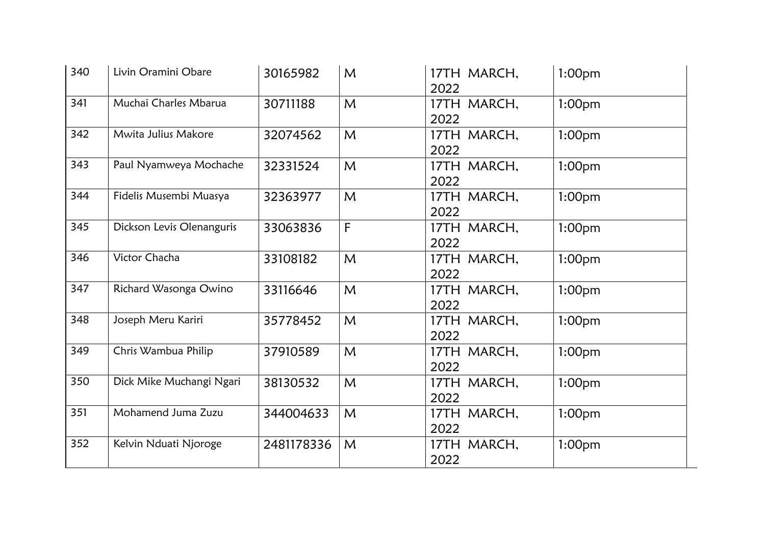| | | | | | |
|---|---|---|---|---|---|
| 340 | Livin Oramini Obare | 30165982 | M | 17TH MARCH, 2022 | 1:00pm |
| 341 | Muchai Charles Mbarua | 30711188 | M | 17TH MARCH, 2022 | 1:00pm |
| 342 | Mwita Julius Makore | 32074562 | M | 17TH MARCH, 2022 | 1:00pm |
| 343 | Paul Nyamweya Mochache | 32331524 | M | 17TH MARCH, 2022 | 1:00pm |
| 344 | Fidelis Musembi Muasya | 32363977 | M | 17TH MARCH, 2022 | 1:00pm |
| 345 | Dickson Levis Olenanguris | 33063836 | F | 17TH MARCH, 2022 | 1:00pm |
| 346 | Victor Chacha | 33108182 | M | 17TH MARCH, 2022 | 1:00pm |
| 347 | Richard Wasonga Owino | 33116646 | M | 17TH MARCH, 2022 | 1:00pm |
| 348 | Joseph Meru Kariri | 35778452 | M | 17TH MARCH, 2022 | 1:00pm |
| 349 | Chris Wambua Philip | 37910589 | M | 17TH MARCH, 2022 | 1:00pm |
| 350 | Dick Mike Muchangi Ngari | 38130532 | M | 17TH MARCH, 2022 | 1:00pm |
| 351 | Mohamend Juma Zuzu | 344004633 | M | 17TH MARCH, 2022 | 1:00pm |
| 352 | Kelvin Nduati Njoroge | 2481178336 | M | 17TH MARCH, 2022 | 1:00pm |